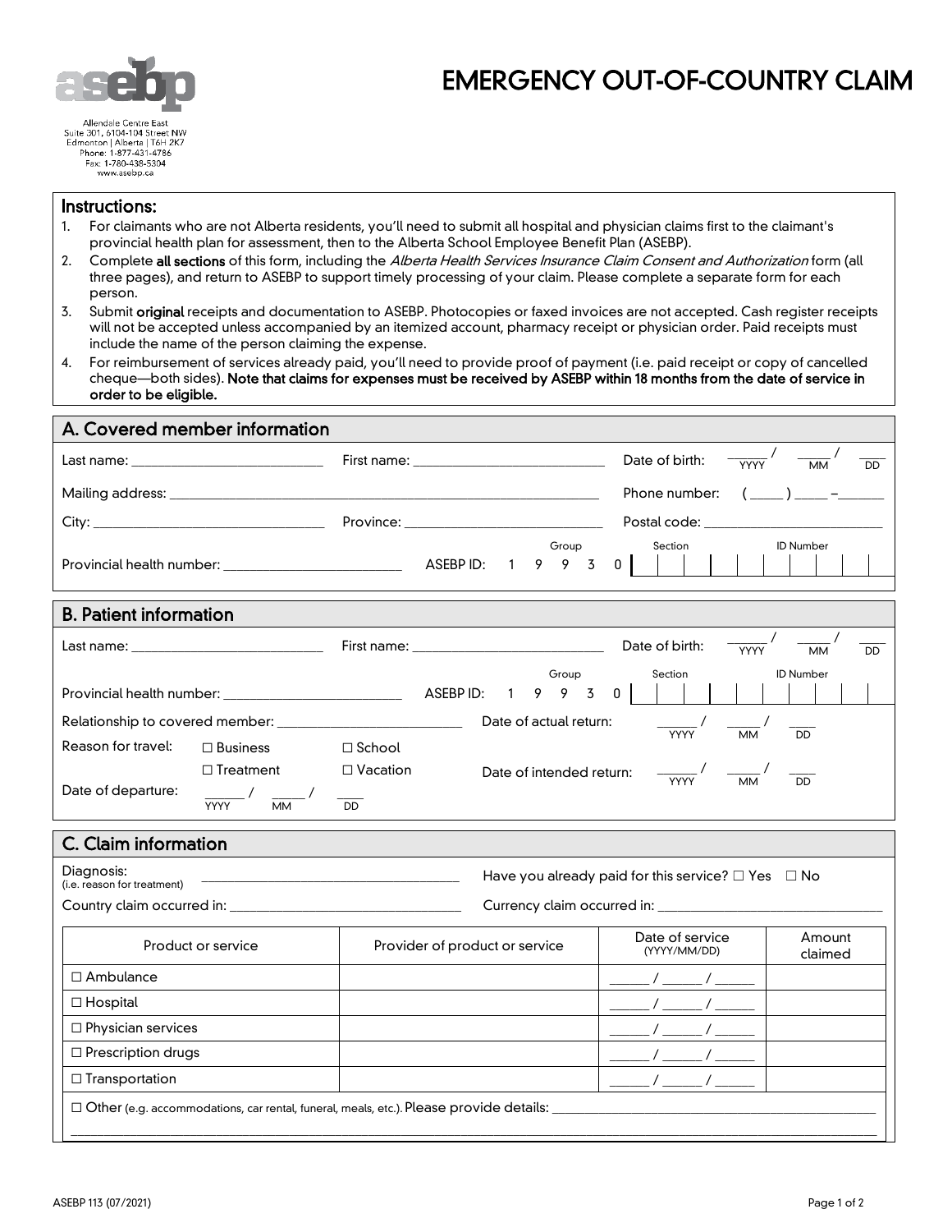Allendale Centre East
Suite 301, 6104-104 Street NW
Edmonton | Alberta | T6H 2K7
Phone: 1-877-431-4786
Fax: 1-780-438-5304
www.asebp.ca

# EMERGENCY OUT-OF-COUNTRY CLAIM

## Instructions:

1. For claimants who are not Alberta residents, you'll need to submit all hospital and physician claims first to the claimant's provincial health plan for assessment, then to the Alberta School Employee Benefit Plan (ASEBP).
2. Complete **all sections** of this form, including the *Alberta Health Services Insurance Claim Consent and Authorization* form (all three pages), and return to ASEBP to support timely processing of your claim. Please complete a separate form for each person.
3. Submit **original** receipts and documentation to ASEBP. Photocopies or faxed invoices are not accepted. Cash register receipts will not be accepted unless accompanied by an itemized account, pharmacy receipt or physician order. Paid receipts must include the name of the person claiming the expense.
4. For reimbursement of services already paid, you'll need to provide proof of payment (i.e. paid receipt or copy of cancelled cheque—both sides). **Note that claims for expenses must be received by ASEBP within 18 months from the date of service in order to be eligible.**

## A. Covered member information

Last name: ____________________ First name: ____________________ Date of birth: ____ / ____ / ____ (YYYY / MM / DD)

Mailing address: ________________________________________ Phone number: ( ____ ) ____ – ______

City: ____________________ Province: ____________________ Postal code: ____________________

Provincial health number: ____________________ ASEBP ID: 1 9 9 3 0 | Group | Section | ID Number

## B. Patient information

Last name: ____________________ First name: ____________________ Date of birth: ____ / ____ / ____ (YYYY / MM / DD)

Provincial health number: ____________________ ASEBP ID: 1 9 9 3 0 | Group | Section | ID Number

Relationship to covered member: ____________________ Date of actual return: ____ / ____ / ____ (YYYY / MM / DD)

Reason for travel: ☐ Business ☐ School ☐ Treatment ☐ Vacation

Date of intended return: ____ / ____ / ____ (YYYY / MM / DD)

Date of departure: ____ / ____ / ____ (YYYY / MM / DD)

## C. Claim information

Diagnosis: (i.e. reason for treatment) ____________________ Have you already paid for this service? ☐ Yes ☐ No

Country claim occurred in: ____________________ Currency claim occurred in: ____________________

| Product or service | Provider of product or service | Date of service (YYYY/MM/DD) | Amount claimed |
|---|---|---|---|
| ☐ Ambulance | | ____ / ____ / ____ | |
| ☐ Hospital | | ____ / ____ / ____ | |
| ☐ Physician services | | ____ / ____ / ____ | |
| ☐ Prescription drugs | | ____ / ____ / ____ | |
| ☐ Transportation | | ____ / ____ / ____ | |

☐ Other (e.g. accommodations, car rental, funeral, meals, etc.). Please provide details: ________________________________________

ASEBP 113 (07/2021)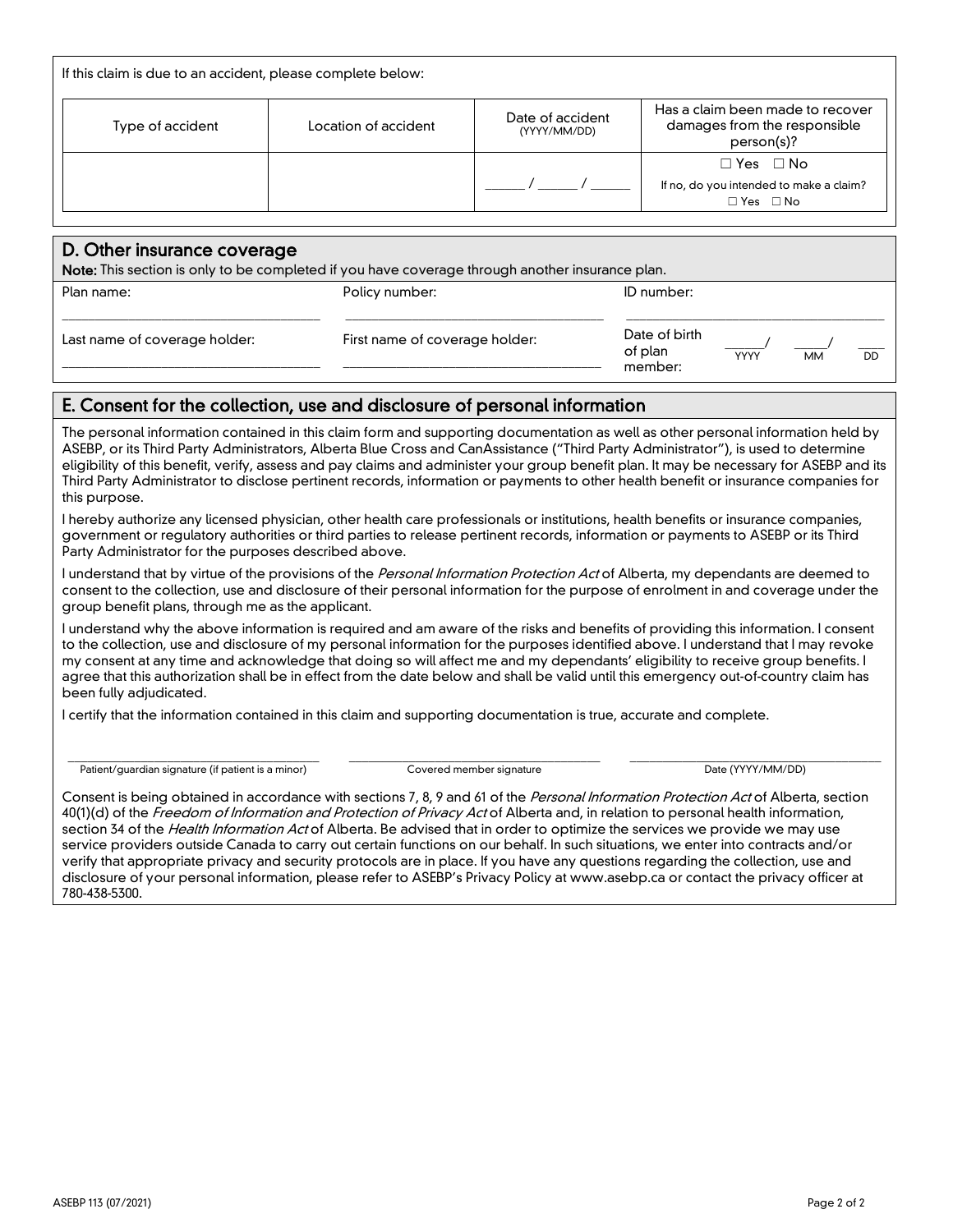If this claim is due to an accident, please complete below:

| Type of accident | Location of accident | Date of accident (YYYY/MM/DD) | Has a claim been made to recover damages from the responsible person(s)? |
| --- | --- | --- | --- |
| | | ______ / ______ / ______ | ☐ Yes ☐ No<br>If no, do you intended to make a claim?<br>☐ Yes ☐ No |

## D. Other insurance coverage

**Note:** This section is only to be completed if you have coverage through another insurance plan.

| Plan name: | Policy number: | ID number: |
| --- | --- | --- |
| ________________________________ | ________________________________ | ________________________________ |
| Last name of coverage holder: | First name of coverage holder: | Date of birth of plan member: ______/ ______/ ______ (YYYY / MM / DD) |
| ________________________________ | ________________________________ | |

## E. Consent for the collection, use and disclosure of personal information

The personal information contained in this claim form and supporting documentation as well as other personal information held by ASEBP, or its Third Party Administrators, Alberta Blue Cross and CanAssistance ("Third Party Administrator"), is used to determine eligibility of this benefit, verify, assess and pay claims and administer your group benefit plan. It may be necessary for ASEBP and its Third Party Administrator to disclose pertinent records, information or payments to other health benefit or insurance companies for this purpose.

I hereby authorize any licensed physician, other health care professionals or institutions, health benefits or insurance companies, government or regulatory authorities or third parties to release pertinent records, information or payments to ASEBP or its Third Party Administrator for the purposes described above.

I understand that by virtue of the provisions of the *Personal Information Protection Act* of Alberta, my dependants are deemed to consent to the collection, use and disclosure of their personal information for the purpose of enrolment in and coverage under the group benefit plans, through me as the applicant.

I understand why the above information is required and am aware of the risks and benefits of providing this information. I consent to the collection, use and disclosure of my personal information for the purposes identified above. I understand that I may revoke my consent at any time and acknowledge that doing so will affect me and my dependants' eligibility to receive group benefits. I agree that this authorization shall be in effect from the date below and shall be valid until this emergency out-of-country claim has been fully adjudicated.

I certify that the information contained in this claim and supporting documentation is true, accurate and complete.

| ________________________________ | ________________________________ | ________________________________ |
| --- | --- | --- |
| Patient/guardian signature (if patient is a minor) | Covered member signature | Date (YYYY/MM/DD) |

Consent is being obtained in accordance with sections 7, 8, 9 and 61 of the *Personal Information Protection Act* of Alberta, section 40(1)(d) of the *Freedom of Information and Protection of Privacy Act* of Alberta and, in relation to personal health information, section 34 of the *Health Information Act* of Alberta. Be advised that in order to optimize the services we provide we may use service providers outside Canada to carry out certain functions on our behalf. In such situations, we enter into contracts and/or verify that appropriate privacy and security protocols are in place. If you have any questions regarding the collection, use and disclosure of your personal information, please refer to ASEBP's Privacy Policy at www.asebp.ca or contact the privacy officer at 780-438-5300.

ASEBP 113 (07/2021)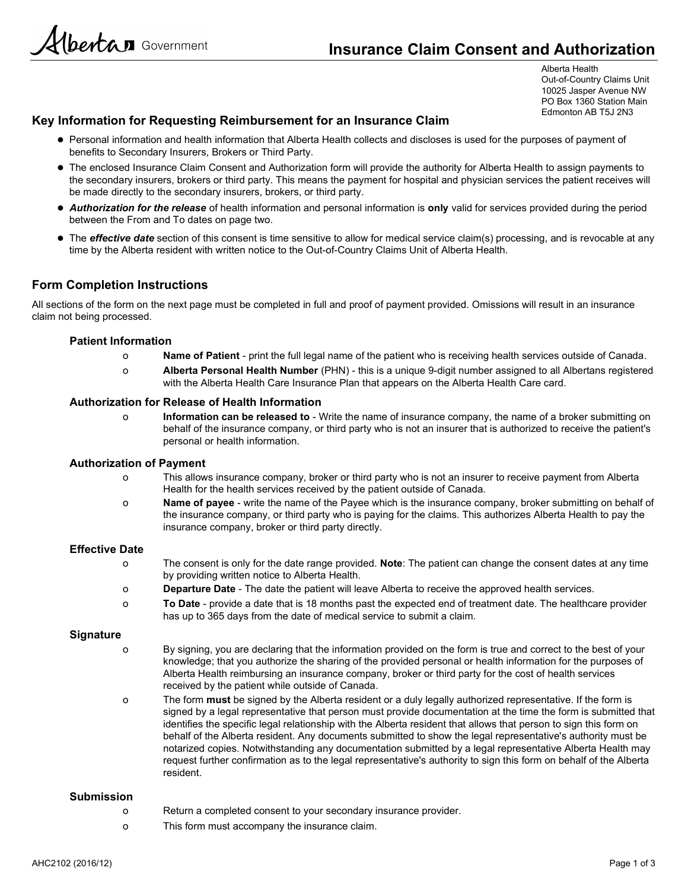Alberta Government

# Insurance Claim Consent and Authorization

Alberta Health
Out-of-Country Claims Unit
10025 Jasper Avenue NW
PO Box 1360 Station Main
Edmonton AB T5J 2N3

## Key Information for Requesting Reimbursement for an Insurance Claim

- Personal information and health information that Alberta Health collects and discloses is used for the purposes of payment of benefits to Secondary Insurers, Brokers or Third Party.
- The enclosed Insurance Claim Consent and Authorization form will provide the authority for Alberta Health to assign payments to the secondary insurers, brokers or third party. This means the payment for hospital and physician services the patient receives will be made directly to the secondary insurers, brokers, or third party.
- ***Authorization for the release*** of health information and personal information is **only** valid for services provided during the period between the From and To dates on page two.
- The ***effective date*** section of this consent is time sensitive to allow for medical service claim(s) processing, and is revocable at any time by the Alberta resident with written notice to the Out-of-Country Claims Unit of Alberta Health.

## Form Completion Instructions

All sections of the form on the next page must be completed in full and proof of payment provided. Omissions will result in an insurance claim not being processed.

### Patient Information

- **Name of Patient** - print the full legal name of the patient who is receiving health services outside of Canada.
- **Alberta Personal Health Number** (PHN) - this is a unique 9-digit number assigned to all Albertans registered with the Alberta Health Care Insurance Plan that appears on the Alberta Health Care card.

### Authorization for Release of Health Information

- **Information can be released to** - Write the name of insurance company, the name of a broker submitting on behalf of the insurance company, or third party who is not an insurer that is authorized to receive the patient's personal or health information.

### Authorization of Payment

- This allows insurance company, broker or third party who is not an insurer to receive payment from Alberta Health for the health services received by the patient outside of Canada.
- **Name of payee** - write the name of the Payee which is the insurance company, broker submitting on behalf of the insurance company, or third party who is paying for the claims. This authorizes Alberta Health to pay the insurance company, broker or third party directly.

### Effective Date

- The consent is only for the date range provided. **Note**: The patient can change the consent dates at any time by providing written notice to Alberta Health.
- **Departure Date** - The date the patient will leave Alberta to receive the approved health services.
- **To Date** - provide a date that is 18 months past the expected end of treatment date. The healthcare provider has up to 365 days from the date of medical service to submit a claim.

### Signature

- By signing, you are declaring that the information provided on the form is true and correct to the best of your knowledge; that you authorize the sharing of the provided personal or health information for the purposes of Alberta Health reimbursing an insurance company, broker or third party for the cost of health services received by the patient while outside of Canada.
- The form **must** be signed by the Alberta resident or a duly legally authorized representative. If the form is signed by a legal representative that person must provide documentation at the time the form is submitted that identifies the specific legal relationship with the Alberta resident that allows that person to sign this form on behalf of the Alberta resident. Any documents submitted to show the legal representative's authority must be notarized copies. Notwithstanding any documentation submitted by a legal representative Alberta Health may request further confirmation as to the legal representative's authority to sign this form on behalf of the Alberta resident.

### Submission

- Return a completed consent to your secondary insurance provider.
- This form must accompany the insurance claim.

AHC2102 (2016/12)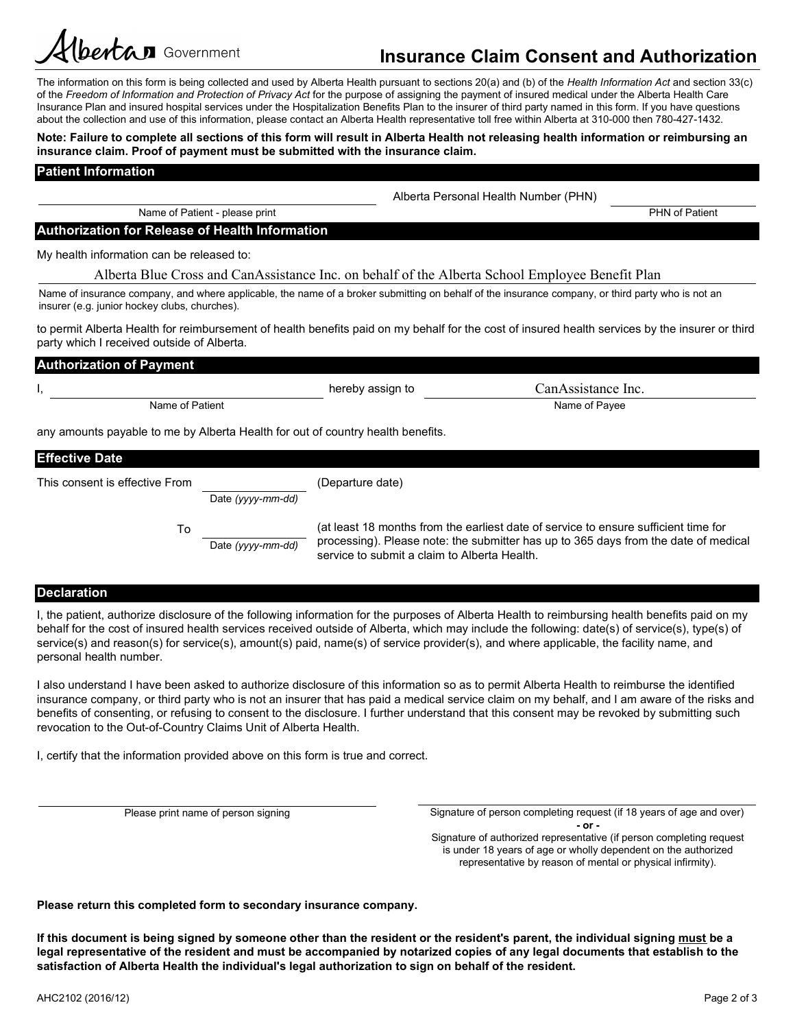Alberta Government

# Insurance Claim Consent and Authorization

The information on this form is being collected and used by Alberta Health pursuant to sections 20(a) and (b) of the *Health Information Act* and section 33(c) of the *Freedom of Information and Protection of Privacy Act* for the purpose of assigning the payment of insured medical under the Alberta Health Care Insurance Plan and insured hospital services under the Hospitalization Benefits Plan to the insurer of third party named in this form. If you have questions about the collection and use of this information, please contact an Alberta Health representative toll free within Alberta at 310-000 then 780-427-1432.

**Note: Failure to complete all sections of this form will result in Alberta Health not releasing health information or reimbursing an insurance claim. Proof of payment must be submitted with the insurance claim.**

## Patient Information

Alberta Personal Health Number (PHN) ______________________

Name of Patient - please print ______________________ PHN of Patient ______________________

## Authorization for Release of Health Information

My health information can be released to:

Alberta Blue Cross and CanAssistance Inc. on behalf of the Alberta School Employee Benefit Plan

Name of insurance company, and where applicable, the name of a broker submitting on behalf of the insurance company, or third party who is not an insurer (e.g. junior hockey clubs, churches).

to permit Alberta Health for reimbursement of health benefits paid on my behalf for the cost of insured health services by the insurer or third party which I received outside of Alberta.

## Authorization of Payment

I, ______________________ (Name of Patient) hereby assign to CanAssistance Inc. (Name of Payee)

any amounts payable to me by Alberta Health for out of country health benefits.

## Effective Date

This consent is effective From ______________ Date *(yyyy-mm-dd)* (Departure date)

To ______________ Date *(yyyy-mm-dd)* (at least 18 months from the earliest date of service to ensure sufficient time for processing). Please note: the submitter has up to 365 days from the date of medical service to submit a claim to Alberta Health.

## Declaration

I, the patient, authorize disclosure of the following information for the purposes of Alberta Health to reimbursing health benefits paid on my behalf for the cost of insured health services received outside of Alberta, which may include the following: date(s) of service(s), type(s) of service(s) and reason(s) for service(s), amount(s) paid, name(s) of service provider(s), and where applicable, the facility name, and personal health number.

I also understand I have been asked to authorize disclosure of this information so as to permit Alberta Health to reimburse the identified insurance company, or third party who is not an insurer that has paid a medical service claim on my behalf, and I am aware of the risks and benefits of consenting, or refusing to consent to the disclosure. I further understand that this consent may be revoked by submitting such revocation to the Out-of-Country Claims Unit of Alberta Health.

I, certify that the information provided above on this form is true and correct.

______________________ Please print name of person signing

______________________ Signature of person completing request (if 18 years of age and over)
**- or -**
Signature of authorized representative (if person completing request is under 18 years of age or wholly dependent on the authorized representative by reason of mental or physical infirmity).

**Please return this completed form to secondary insurance company.**

**If this document is being signed by someone other than the resident or the resident's parent, the individual signing must be a legal representative of the resident and must be accompanied by notarized copies of any legal documents that establish to the satisfaction of Alberta Health the individual's legal authorization to sign on behalf of the resident.**

AHC2102 (2016/12)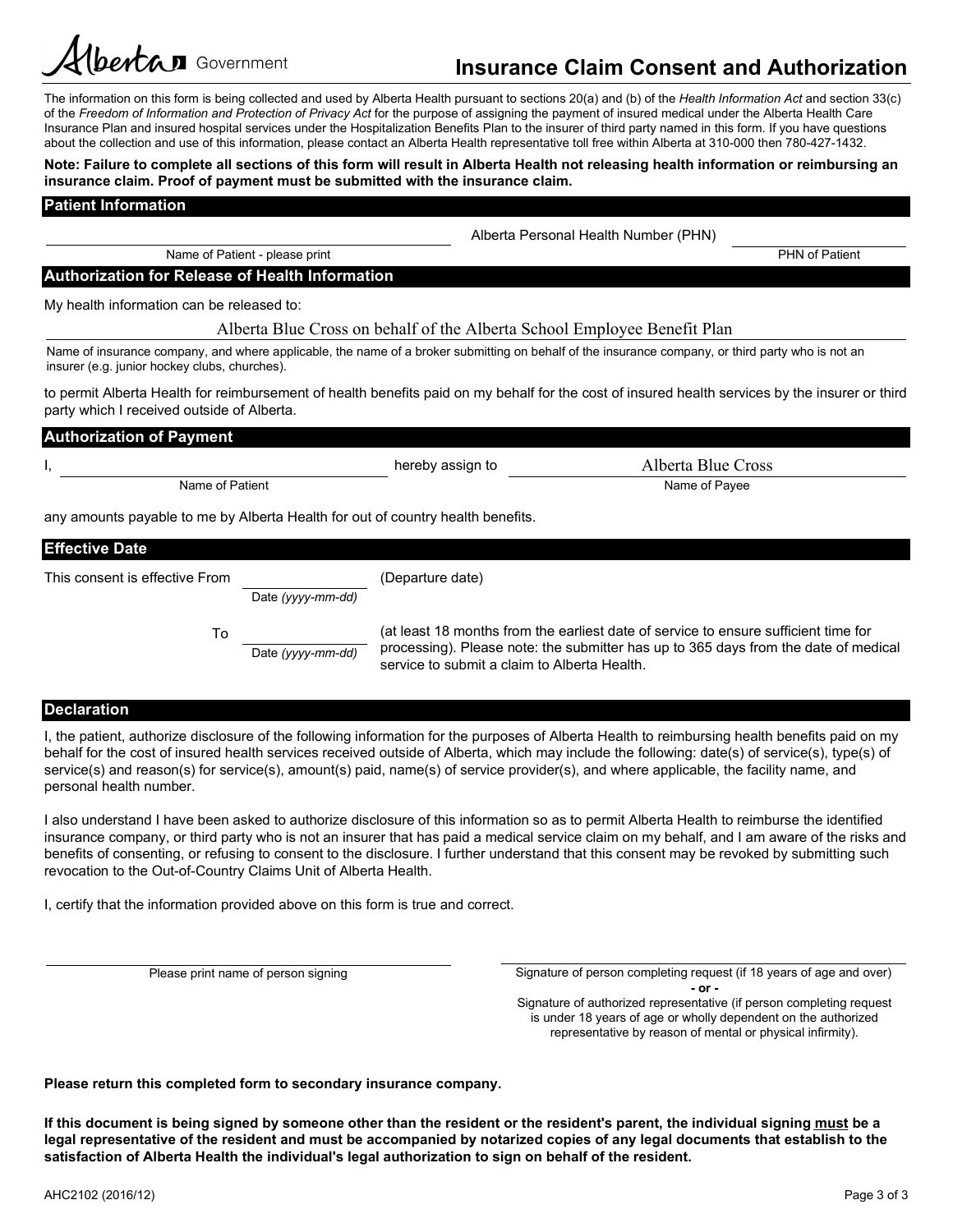Alberta Government

# Insurance Claim Consent and Authorization

The information on this form is being collected and used by Alberta Health pursuant to sections 20(a) and (b) of the *Health Information Act* and section 33(c) of the *Freedom of Information and Protection of Privacy Act* for the purpose of assigning the payment of insured medical under the Alberta Health Care Insurance Plan and insured hospital services under the Hospitalization Benefits Plan to the insurer of third party named in this form. If you have questions about the collection and use of this information, please contact an Alberta Health representative toll free within Alberta at 310-000 then 780-427-1432.

**Note: Failure to complete all sections of this form will result in Alberta Health not releasing health information or reimbursing an insurance claim. Proof of payment must be submitted with the insurance claim.**

## Patient Information

Name of Patient - please print: ______________________

Alberta Personal Health Number (PHN): ______________ PHN of Patient

## Authorization for Release of Health Information

My health information can be released to:

Alberta Blue Cross on behalf of the Alberta School Employee Benefit Plan

Name of insurance company, and where applicable, the name of a broker submitting on behalf of the insurance company, or third party who is not an insurer (e.g. junior hockey clubs, churches).

to permit Alberta Health for reimbursement of health benefits paid on my behalf for the cost of insured health services by the insurer or third party which I received outside of Alberta.

## Authorization of Payment

I, ______________________ (Name of Patient) hereby assign to Alberta Blue Cross (Name of Payee)

any amounts payable to me by Alberta Health for out of country health benefits.

## Effective Date

This consent is effective From ______________ Date *(yyyy-mm-dd)* (Departure date)

To ______________ Date *(yyyy-mm-dd)* (at least 18 months from the earliest date of service to ensure sufficient time for processing). Please note: the submitter has up to 365 days from the date of medical service to submit a claim to Alberta Health.

## Declaration

I, the patient, authorize disclosure of the following information for the purposes of Alberta Health to reimbursing health benefits paid on my behalf for the cost of insured health services received outside of Alberta, which may include the following: date(s) of service(s), type(s) of service(s) and reason(s) for service(s), amount(s) paid, name(s) of service provider(s), and where applicable, the facility name, and personal health number.

I also understand I have been asked to authorize disclosure of this information so as to permit Alberta Health to reimburse the identified insurance company, or third party who is not an insurer that has paid a medical service claim on my behalf, and I am aware of the risks and benefits of consenting, or refusing to consent to the disclosure. I further understand that this consent may be revoked by submitting such revocation to the Out-of-Country Claims Unit of Alberta Health.

I, certify that the information provided above on this form is true and correct.

______________________ Please print name of person signing

______________________ Signature of person completing request (if 18 years of age and over)
**- or -**
Signature of authorized representative (if person completing request is under 18 years of age or wholly dependent on the authorized representative by reason of mental or physical infirmity).

**Please return this completed form to secondary insurance company.**

**If this document is being signed by someone other than the resident or the resident's parent, the individual signing must be a legal representative of the resident and must be accompanied by notarized copies of any legal documents that establish to the satisfaction of Alberta Health the individual's legal authorization to sign on behalf of the resident.**

AHC2102 (2016/12)